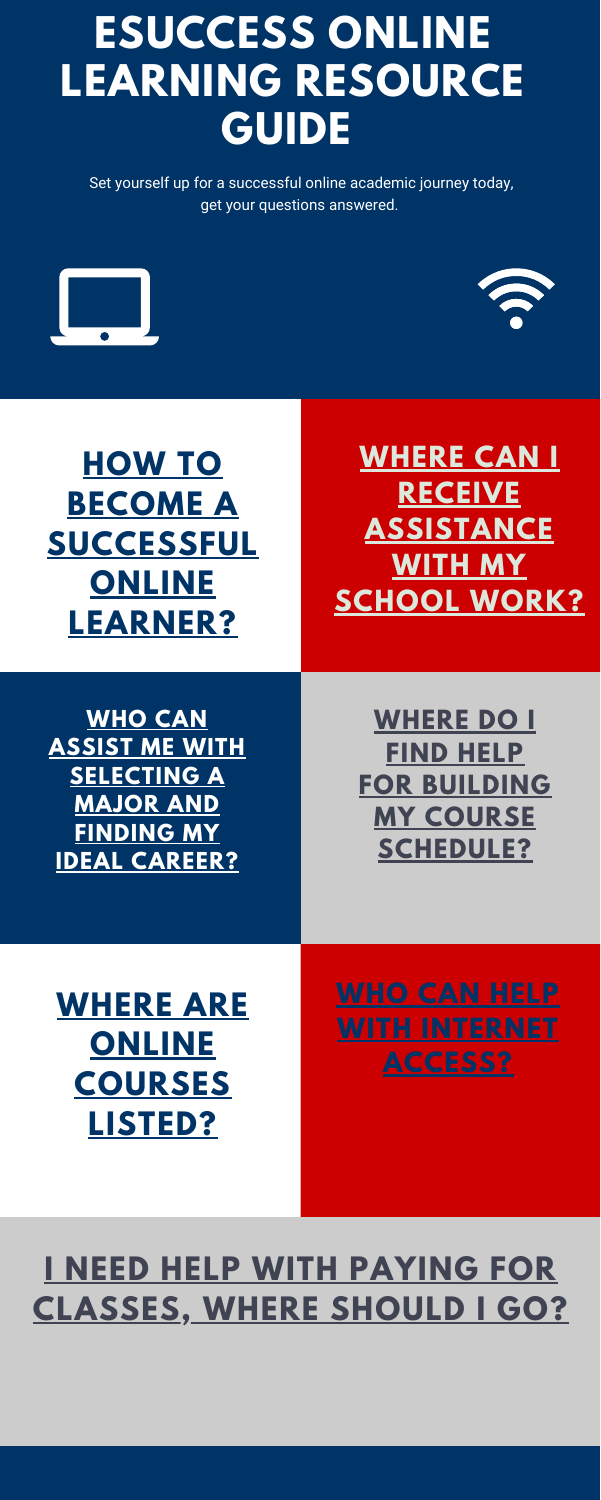# ESUCCESS ONLINE LEARNING RESOURCE GUIDE

Set yourself up for a successful online academic journey today, get your questions answered.

## HOW TO BECOME A SUCCESSFUL ONLINE LEARNER?

## WHERE CAN I RECEIVE ASSISTANCE WITH MY SCHOOL WORK?

## WHO CAN ASSIST ME WITH SELECTING A MAJOR AND FINDING MY IDEAL CAREER?

## WHERE DO I FIND HELP FOR BUILDING MY COURSE SCHEDULE?

## WHERE ARE ONLINE COURSES LISTED?

## WHO CAN HELP WITH INTERNET ACCESS?

## I NEED HELP WITH PAYING FOR CLASSES, WHERE SHOULD I GO?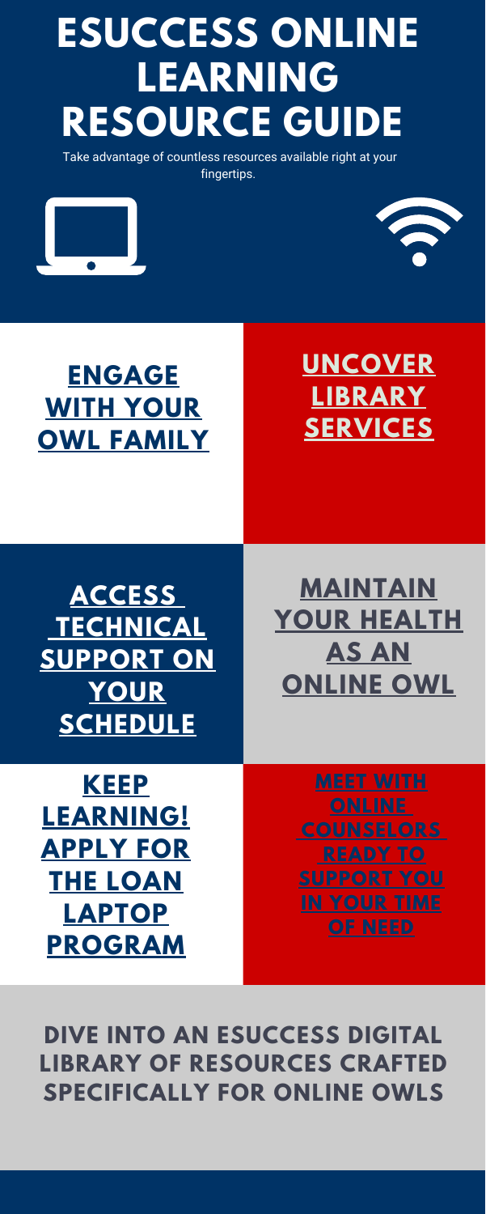# ESUCCESS ONLINE LEARNING RESOURCE GUIDE

Take advantage of countless resources available right at your fingertips.

## ENGAGE WITH YOUR OWL FAMILY

## UNCOVER LIBRARY SERVICES

## ACCESS TECHNICAL SUPPORT ON YOUR SCHEDULE

## MAINTAIN YOUR HEALTH AS AN ONLINE OWL

## KEEP LEARNING! APPLY FOR THE LOAN LAPTOP PROGRAM

## MEET WITH ONLINE COUNSELORS READY TO SUPPORT YOU IN YOUR TIME OF NEED

## DIVE INTO AN ESUCCESS DIGITAL LIBRARY OF RESOURCES CRAFTED SPECIFICALLY FOR ONLINE OWLS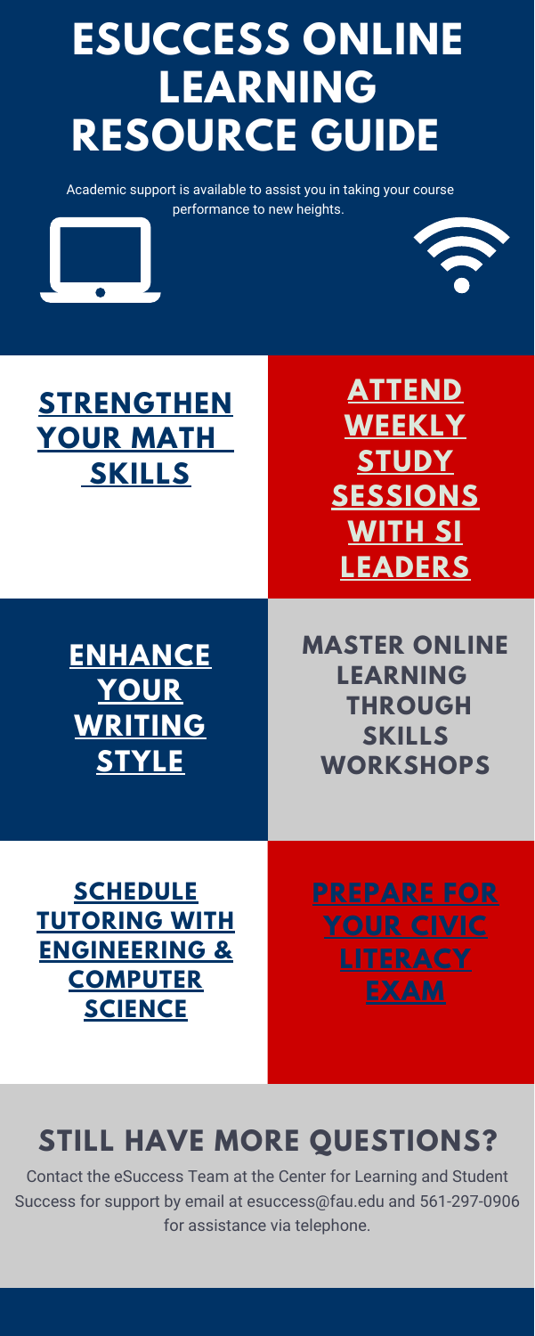# ESUCCESS ONLINE LEARNING RESOURCE GUIDE

Academic support is available to assist you in taking your course performance to new heights.

## STRENGTHEN YOUR MATH SKILLS

## ATTEND WEEKLY STUDY SESSIONS WITH SI LEADERS

## ENHANCE YOUR WRITING STYLE

## MASTER ONLINE LEARNING THROUGH SKILLS WORKSHOPS

## SCHEDULE TUTORING WITH ENGINEERING & COMPUTER SCIENCE

## PREPARE FOR YOUR CIVIC LITERACY EXAM

## STILL HAVE MORE QUESTIONS?

Contact the eSuccess Team at the Center for Learning and Student Success for support by email at esuccess@fau.edu and 561-297-0906 for assistance via telephone.